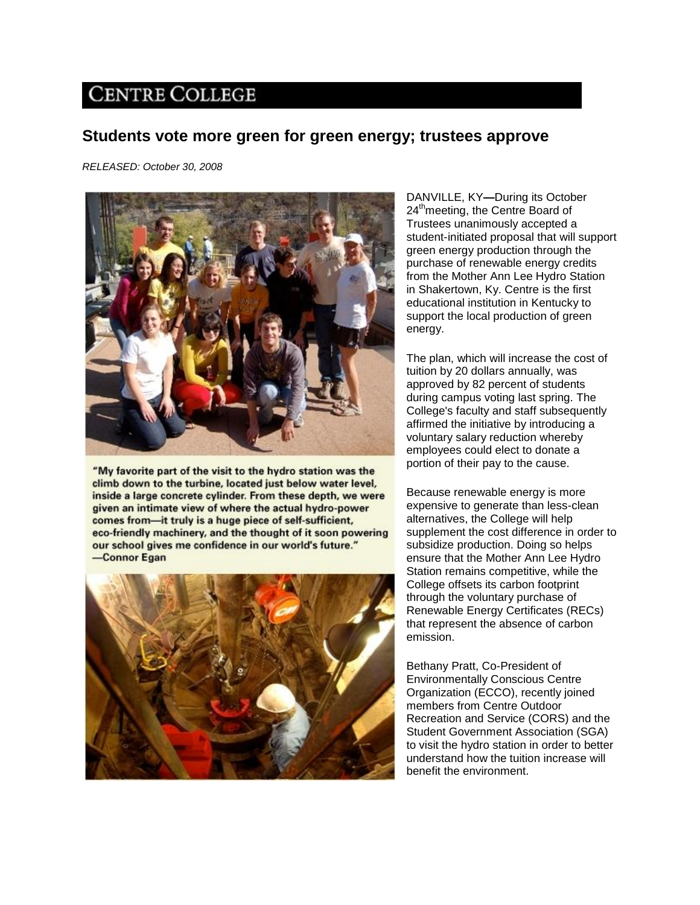# Centre College

## Students vote more green for green energy; trustees approve

*RELEASED: October 30, 2008*

"My favorite part of the visit to the hydro station was the climb down to the turbine, located just below water level, inside a large concrete cylinder. From these depth, we were given an intimate view of where the actual hydro-power comes from—it truly is a huge piece of self-sufficient, eco-friendly machinery, and the thought of it soon powering our school gives me confidence in our world's future."
—Connor Egan

DANVILLE, KY—During its October 24th meeting, the Centre Board of Trustees unanimously accepted a student-initiated proposal that will support green energy production through the purchase of renewable energy credits from the Mother Ann Lee Hydro Station in Shakertown, Ky. Centre is the first educational institution in Kentucky to support the local production of green energy.

The plan, which will increase the cost of tuition by 20 dollars annually, was approved by 82 percent of students during campus voting last spring. The College's faculty and staff subsequently affirmed the initiative by introducing a voluntary salary reduction whereby employees could elect to donate a portion of their pay to the cause.

Because renewable energy is more expensive to generate than less-clean alternatives, the College will help supplement the cost difference in order to subsidize production. Doing so helps ensure that the Mother Ann Lee Hydro Station remains competitive, while the College offsets its carbon footprint through the voluntary purchase of Renewable Energy Certificates (RECs) that represent the absence of carbon emission.

Bethany Pratt, Co-President of Environmentally Conscious Centre Organization (ECCO), recently joined members from Centre Outdoor Recreation and Service (CORS) and the Student Government Association (SGA) to visit the hydro station in order to better understand how the tuition increase will benefit the environment.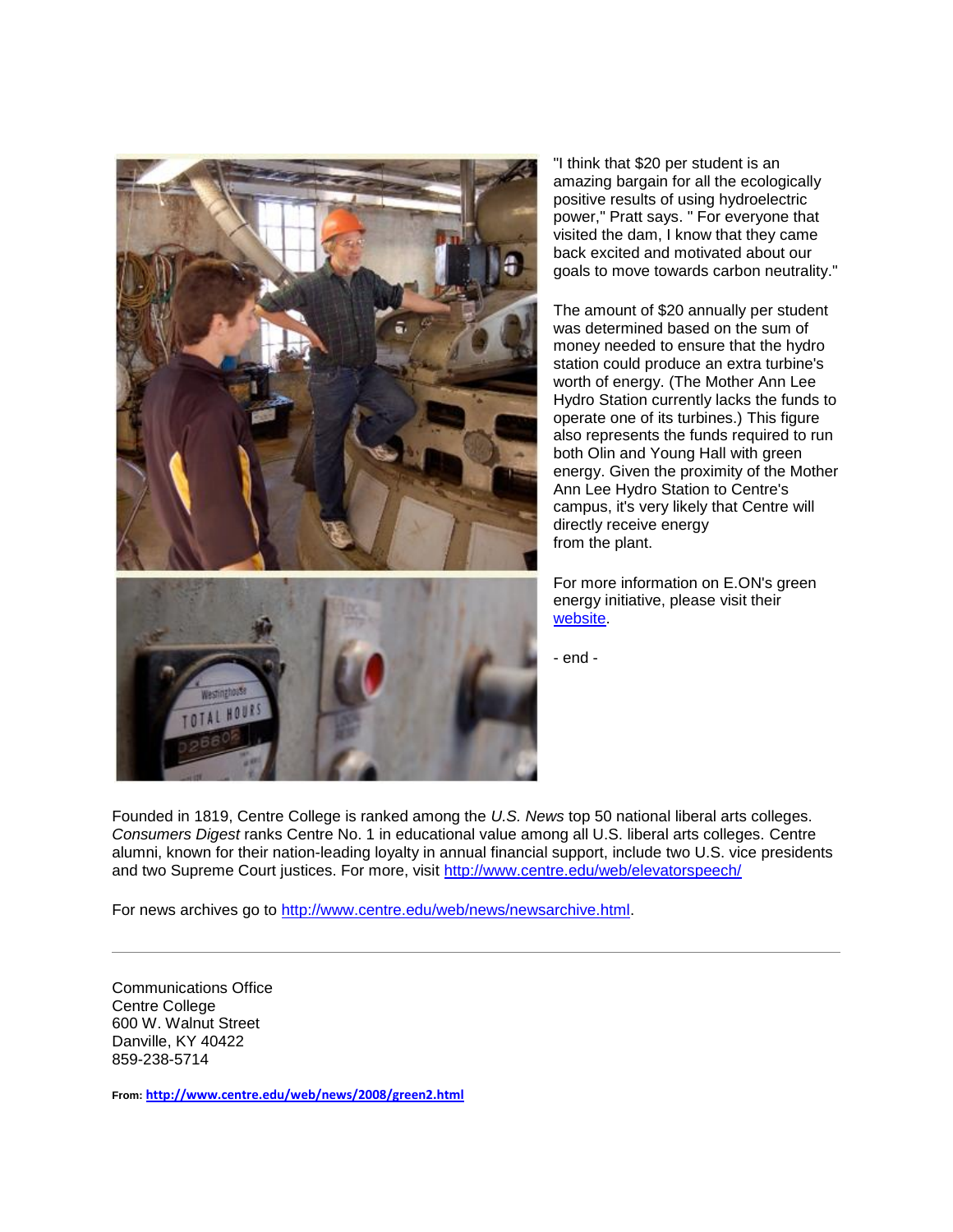"I think that $20 per student is an amazing bargain for all the ecologically positive results of using hydroelectric power," Pratt says. " For everyone that visited the dam, I know that they came back excited and motivated about our goals to move towards carbon neutrality."

The amount of $20 annually per student was determined based on the sum of money needed to ensure that the hydro station could produce an extra turbine's worth of energy. (The Mother Ann Lee Hydro Station currently lacks the funds to operate one of its turbines.) This figure also represents the funds required to run both Olin and Young Hall with green energy. Given the proximity of the Mother Ann Lee Hydro Station to Centre's campus, it's very likely that Centre will directly receive energy from the plant.

For more information on E.ON's green energy initiative, please visit their [website](#).

- end -

Founded in 1819, Centre College is ranked among the *U.S. News* top 50 national liberal arts colleges. *Consumers Digest* ranks Centre No. 1 in educational value among all U.S. liberal arts colleges. Centre alumni, known for their nation-leading loyalty in annual financial support, include two U.S. vice presidents and two Supreme Court justices. For more, visit http://www.centre.edu/web/elevatorspeech/

For news archives go to http://www.centre.edu/web/news/newsarchive.html.

---

Communications Office
Centre College
600 W. Walnut Street
Danville, KY 40422
859-238-5714

**From: http://www.centre.edu/web/news/2008/green2.html**